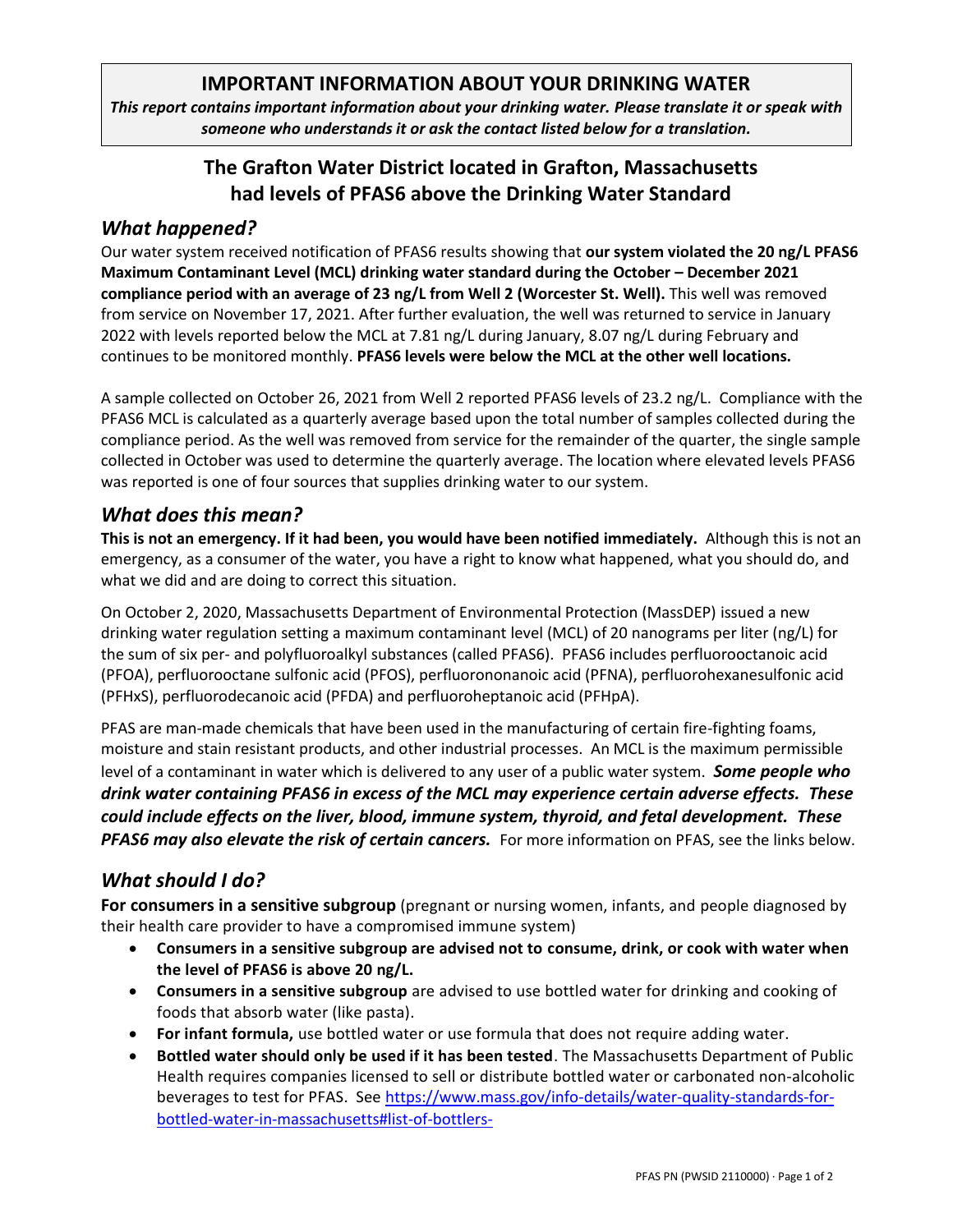# IMPORTANT INFORMATION ABOUT YOUR DRINKING WATER

***This report contains important information about your drinking water. Please translate it or speak with someone who understands it or ask the contact listed below for a translation.***

## The Grafton Water District located in Grafton, Massachusetts had levels of PFAS6 above the Drinking Water Standard

### *What happened?*

Our water system received notification of PFAS6 results showing that **our system violated the 20 ng/L PFAS6 Maximum Contaminant Level (MCL) drinking water standard during the October – December 2021 compliance period with an average of 23 ng/L from Well 2 (Worcester St. Well).** This well was removed from service on November 17, 2021. After further evaluation, the well was returned to service in January 2022 with levels reported below the MCL at 7.81 ng/L during January, 8.07 ng/L during February and continues to be monitored monthly. **PFAS6 levels were below the MCL at the other well locations.**

A sample collected on October 26, 2021 from Well 2 reported PFAS6 levels of 23.2 ng/L. Compliance with the PFAS6 MCL is calculated as a quarterly average based upon the total number of samples collected during the compliance period. As the well was removed from service for the remainder of the quarter, the single sample collected in October was used to determine the quarterly average. The location where elevated levels PFAS6 was reported is one of four sources that supplies drinking water to our system.

### *What does this mean?*

**This is not an emergency. If it had been, you would have been notified immediately.** Although this is not an emergency, as a consumer of the water, you have a right to know what happened, what you should do, and what we did and are doing to correct this situation.

On October 2, 2020, Massachusetts Department of Environmental Protection (MassDEP) issued a new drinking water regulation setting a maximum contaminant level (MCL) of 20 nanograms per liter (ng/L) for the sum of six per- and polyfluoroalkyl substances (called PFAS6). PFAS6 includes perfluorooctanoic acid (PFOA), perfluorooctane sulfonic acid (PFOS), perfluorononanoic acid (PFNA), perfluorohexanesulfonic acid (PFHxS), perfluorodecanoic acid (PFDA) and perfluoroheptanoic acid (PFHpA).

PFAS are man-made chemicals that have been used in the manufacturing of certain fire-fighting foams, moisture and stain resistant products, and other industrial processes. An MCL is the maximum permissible level of a contaminant in water which is delivered to any user of a public water system. ***Some people who drink water containing PFAS6 in excess of the MCL may experience certain adverse effects. These could include effects on the liver, blood, immune system, thyroid, and fetal development. These PFAS6 may also elevate the risk of certain cancers.*** For more information on PFAS, see the links below.

### *What should I do?*

**For consumers in a sensitive subgroup** (pregnant or nursing women, infants, and people diagnosed by their health care provider to have a compromised immune system)

- **Consumers in a sensitive subgroup are advised not to consume, drink, or cook with water when the level of PFAS6 is above 20 ng/L.**
- **Consumers in a sensitive subgroup** are advised to use bottled water for drinking and cooking of foods that absorb water (like pasta).
- **For infant formula,** use bottled water or use formula that does not require adding water.
- **Bottled water should only be used if it has been tested**. The Massachusetts Department of Public Health requires companies licensed to sell or distribute bottled water or carbonated non-alcoholic beverages to test for PFAS. See https://www.mass.gov/info-details/water-quality-standards-for-bottled-water-in-massachusetts#list-of-bottlers-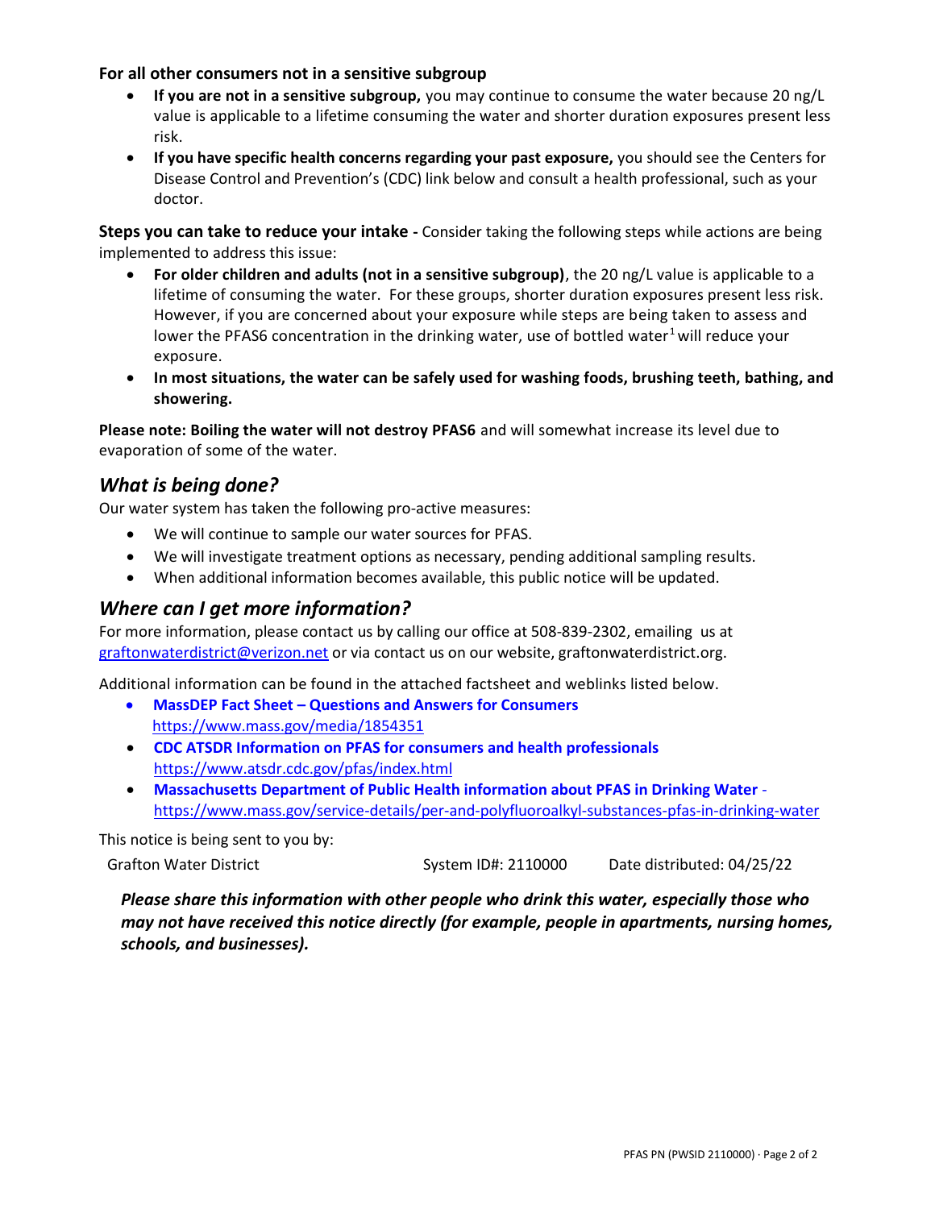**For all other consumers not in a sensitive subgroup**

- **If you are not in a sensitive subgroup,** you may continue to consume the water because 20 ng/L value is applicable to a lifetime consuming the water and shorter duration exposures present less risk.
- **If you have specific health concerns regarding your past exposure,** you should see the Centers for Disease Control and Prevention's (CDC) link below and consult a health professional, such as your doctor.

**Steps you can take to reduce your intake -** Consider taking the following steps while actions are being implemented to address this issue:

- **For older children and adults (not in a sensitive subgroup)**, the 20 ng/L value is applicable to a lifetime of consuming the water. For these groups, shorter duration exposures present less risk. However, if you are concerned about your exposure while steps are being taken to assess and lower the PFAS6 concentration in the drinking water, use of bottled water[1] will reduce your exposure.
- **In most situations, the water can be safely used for washing foods, brushing teeth, bathing, and showering.**

**Please note: Boiling the water will not destroy PFAS6** and will somewhat increase its level due to evaporation of some of the water.

## *What is being done?*

Our water system has taken the following pro-active measures:

- We will continue to sample our water sources for PFAS.
- We will investigate treatment options as necessary, pending additional sampling results.
- When additional information becomes available, this public notice will be updated.

## *Where can I get more information?*

For more information, please contact us by calling our office at 508-839-2302, emailing us at graftonwaterdistrict@verizon.net or via contact us on our website, graftonwaterdistrict.org.

Additional information can be found in the attached factsheet and weblinks listed below.

- **MassDEP Fact Sheet – Questions and Answers for Consumers**
  https://www.mass.gov/media/1854351
- **CDC ATSDR Information on PFAS for consumers and health professionals**
  https://www.atsdr.cdc.gov/pfas/index.html
- **Massachusetts Department of Public Health information about PFAS in Drinking Water** -
  https://www.mass.gov/service-details/per-and-polyfluoroalkyl-substances-pfas-in-drinking-water

This notice is being sent to you by:

Grafton Water District    System ID#: 2110000    Date distributed: 04/25/22

***Please share this information with other people who drink this water, especially those who may not have received this notice directly (for example, people in apartments, nursing homes, schools, and businesses).***